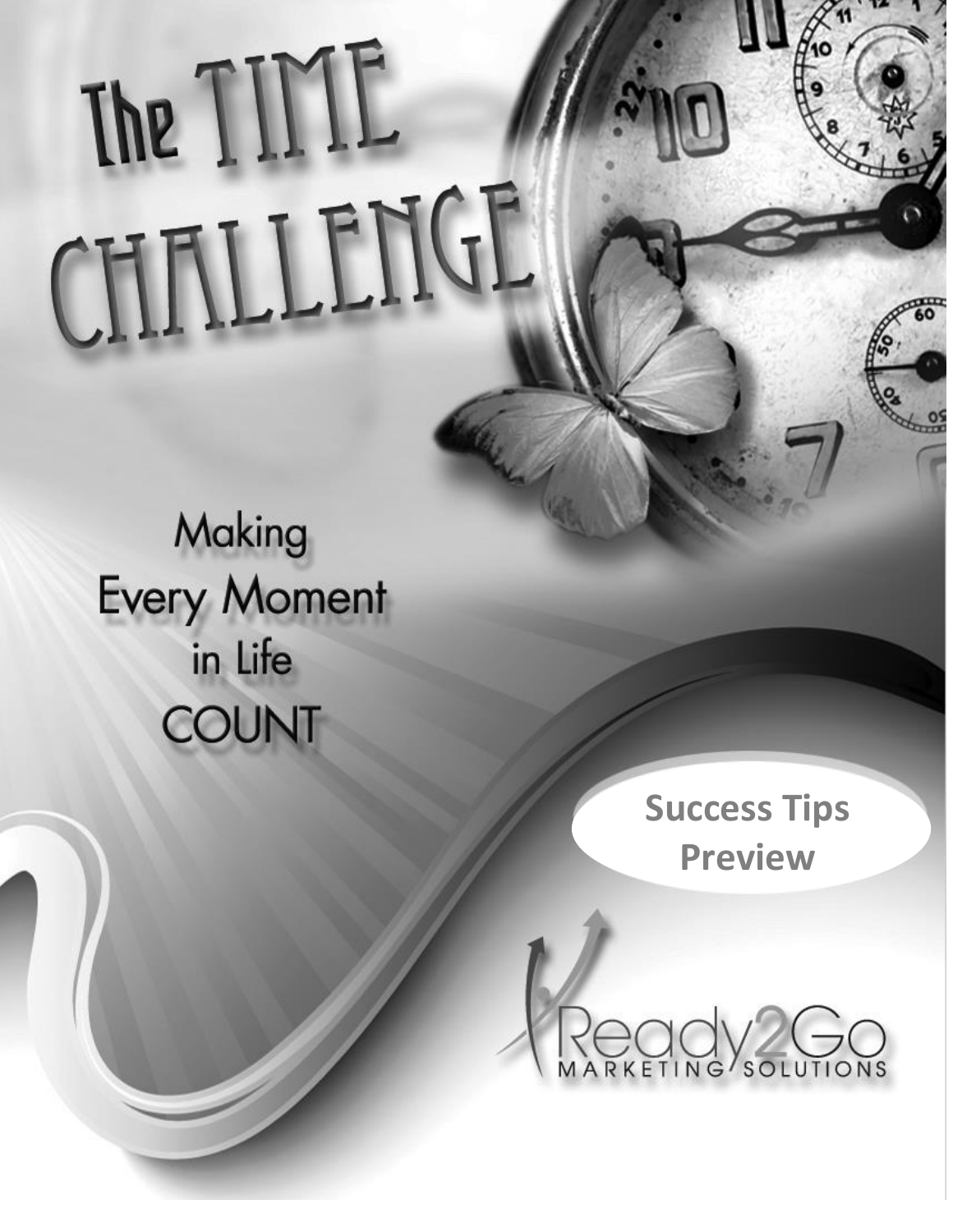# The TIME CHALLENGE

## Making Every Moment in Life COUNT

**Success Tips Preview**

Ready2Go MARKETING SOLUTIONS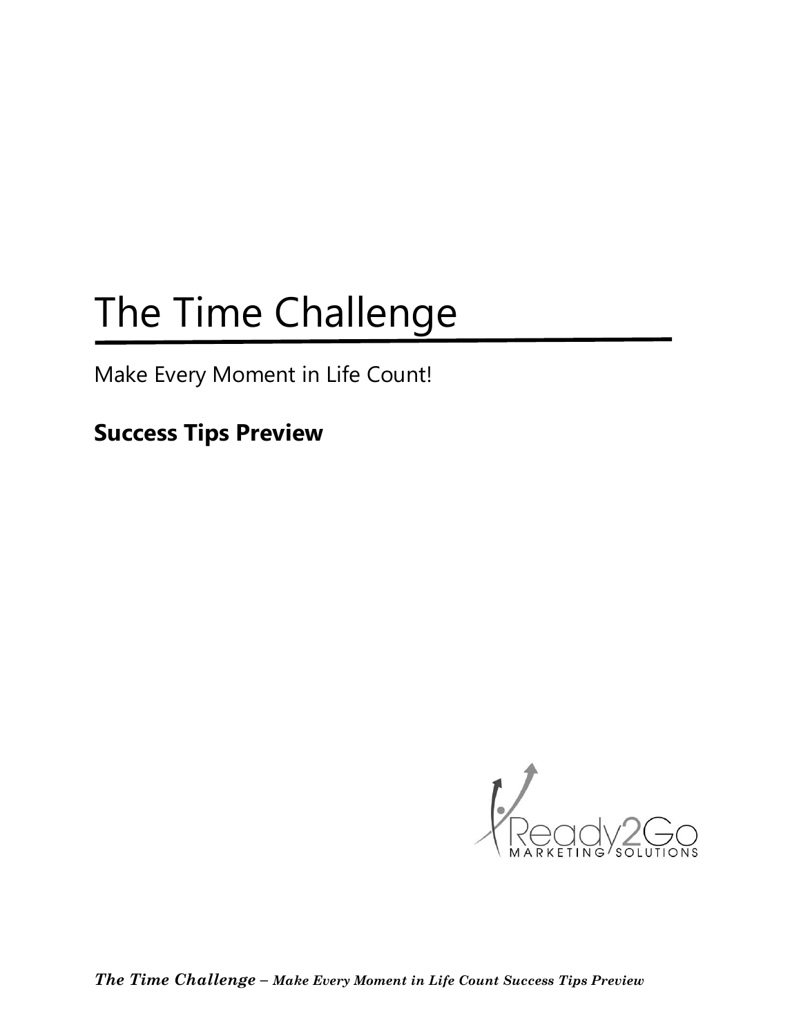# The Time Challenge

Make Every Moment in Life Count!

**Success Tips Preview**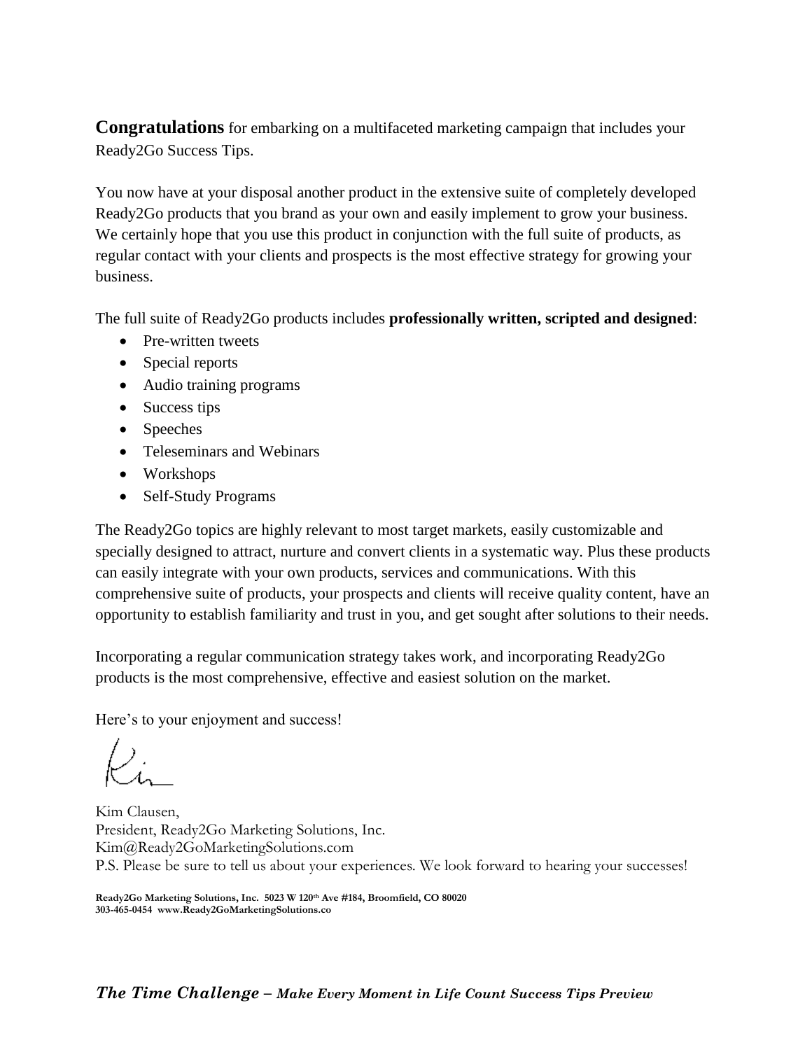**Congratulations** for embarking on a multifaceted marketing campaign that includes your Ready2Go Success Tips.

You now have at your disposal another product in the extensive suite of completely developed Ready2Go products that you brand as your own and easily implement to grow your business. We certainly hope that you use this product in conjunction with the full suite of products, as regular contact with your clients and prospects is the most effective strategy for growing your business.

The full suite of Ready2Go products includes **professionally written, scripted and designed**:

- Pre-written tweets
- Special reports
- Audio training programs
- Success tips
- Speeches
- Teleseminars and Webinars
- Workshops
- Self-Study Programs

The Ready2Go topics are highly relevant to most target markets, easily customizable and specially designed to attract, nurture and convert clients in a systematic way. Plus these products can easily integrate with your own products, services and communications. With this comprehensive suite of products, your prospects and clients will receive quality content, have an opportunity to establish familiarity and trust in you, and get sought after solutions to their needs.

Incorporating a regular communication strategy takes work, and incorporating Ready2Go products is the most comprehensive, effective and easiest solution on the market.

Here's to your enjoyment and success!

Kim Clausen,
President, Ready2Go Marketing Solutions, Inc.
Kim@Ready2GoMarketingSolutions.com
P.S. Please be sure to tell us about your experiences. We look forward to hearing your successes!

**Ready2Go Marketing Solutions, Inc. 5023 W 120th Ave #184, Broomfield, CO 80020**
**303-465-0454 www.Ready2GoMarketingSolutions.co**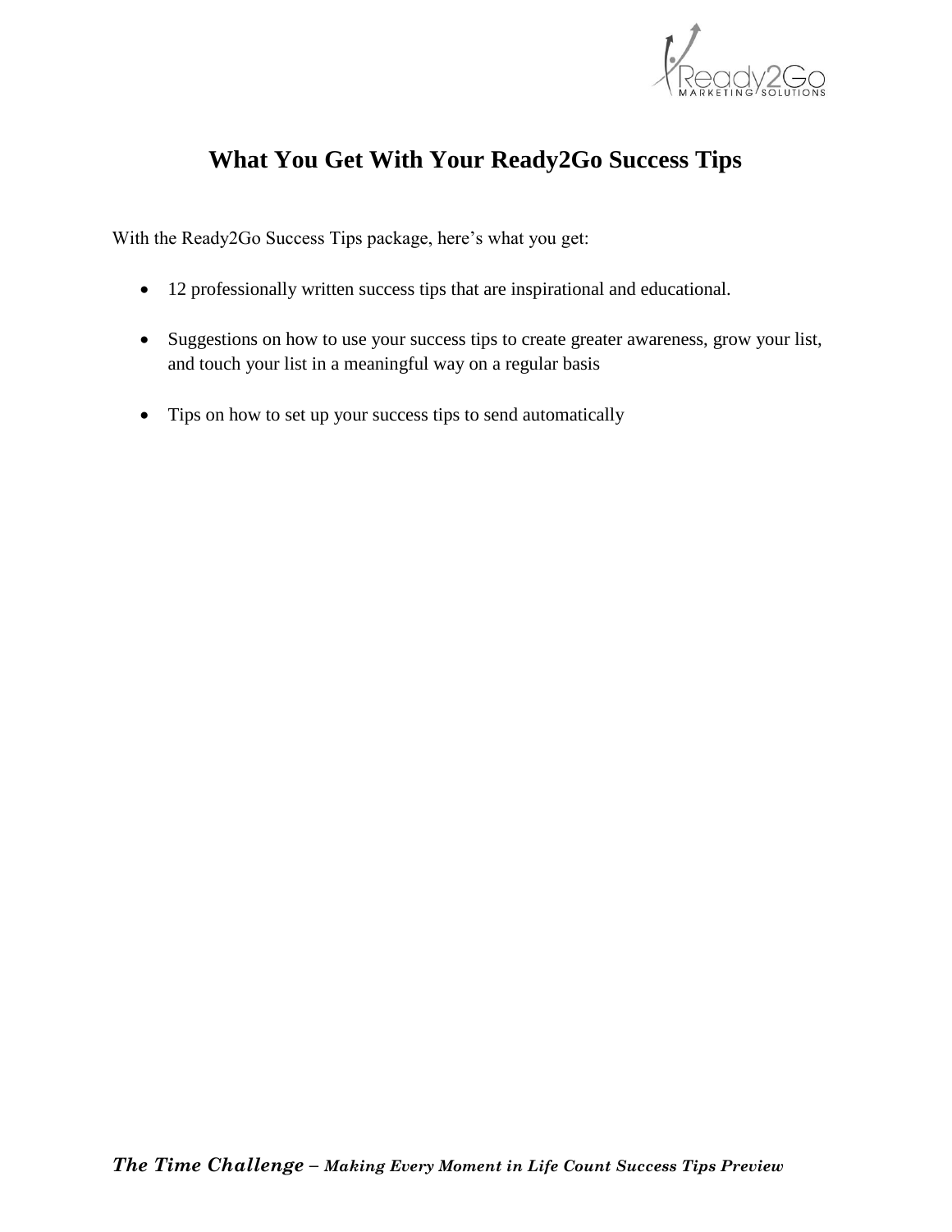# What You Get With Your Ready2Go Success Tips

With the Ready2Go Success Tips package, here's what you get:

- 12 professionally written success tips that are inspirational and educational.
- Suggestions on how to use your success tips to create greater awareness, grow your list, and touch your list in a meaningful way on a regular basis
- Tips on how to set up your success tips to send automatically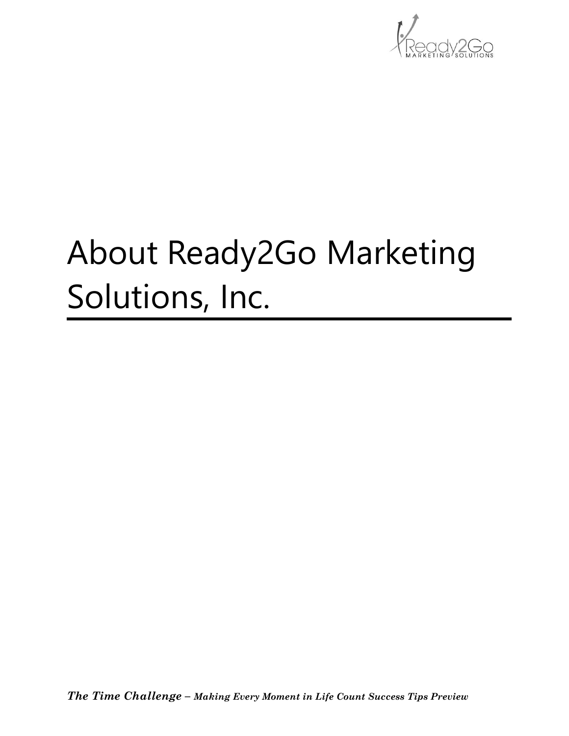# About Ready2Go Marketing Solutions, Inc.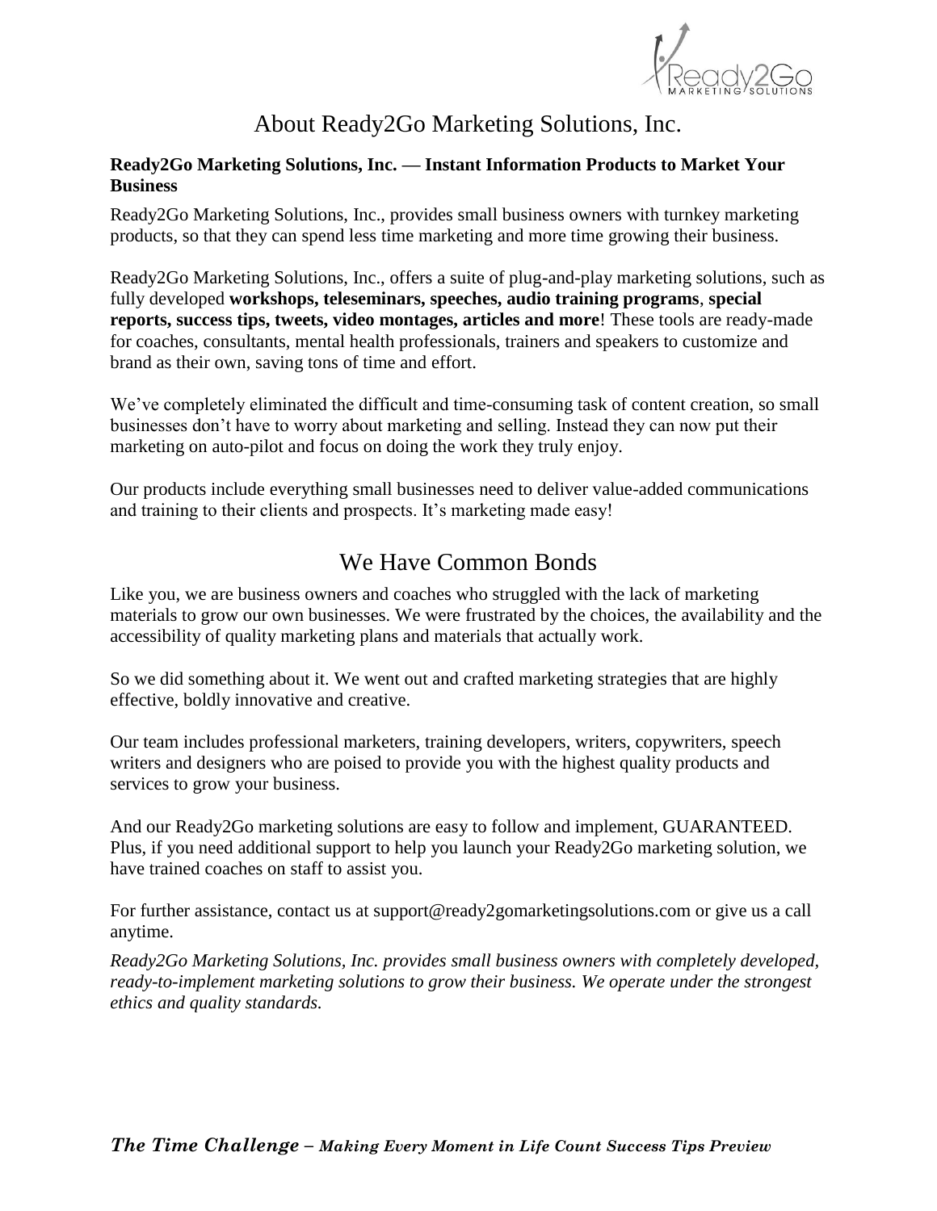# About Ready2Go Marketing Solutions, Inc.

**Ready2Go Marketing Solutions, Inc. — Instant Information Products to Market Your Business**

Ready2Go Marketing Solutions, Inc., provides small business owners with turnkey marketing products, so that they can spend less time marketing and more time growing their business.

Ready2Go Marketing Solutions, Inc., offers a suite of plug-and-play marketing solutions, such as fully developed **workshops, teleseminars, speeches, audio training programs**, **special reports, success tips, tweets, video montages, articles and more**! These tools are ready-made for coaches, consultants, mental health professionals, trainers and speakers to customize and brand as their own, saving tons of time and effort.

We've completely eliminated the difficult and time-consuming task of content creation, so small businesses don't have to worry about marketing and selling. Instead they can now put their marketing on auto-pilot and focus on doing the work they truly enjoy.

Our products include everything small businesses need to deliver value-added communications and training to their clients and prospects. It's marketing made easy!

## We Have Common Bonds

Like you, we are business owners and coaches who struggled with the lack of marketing materials to grow our own businesses. We were frustrated by the choices, the availability and the accessibility of quality marketing plans and materials that actually work.

So we did something about it. We went out and crafted marketing strategies that are highly effective, boldly innovative and creative.

Our team includes professional marketers, training developers, writers, copywriters, speech writers and designers who are poised to provide you with the highest quality products and services to grow your business.

And our Ready2Go marketing solutions are easy to follow and implement, GUARANTEED. Plus, if you need additional support to help you launch your Ready2Go marketing solution, we have trained coaches on staff to assist you.

For further assistance, contact us at support@ready2gomarketingsolutions.com or give us a call anytime.

*Ready2Go Marketing Solutions, Inc. provides small business owners with completely developed, ready-to-implement marketing solutions to grow their business. We operate under the strongest ethics and quality standards.*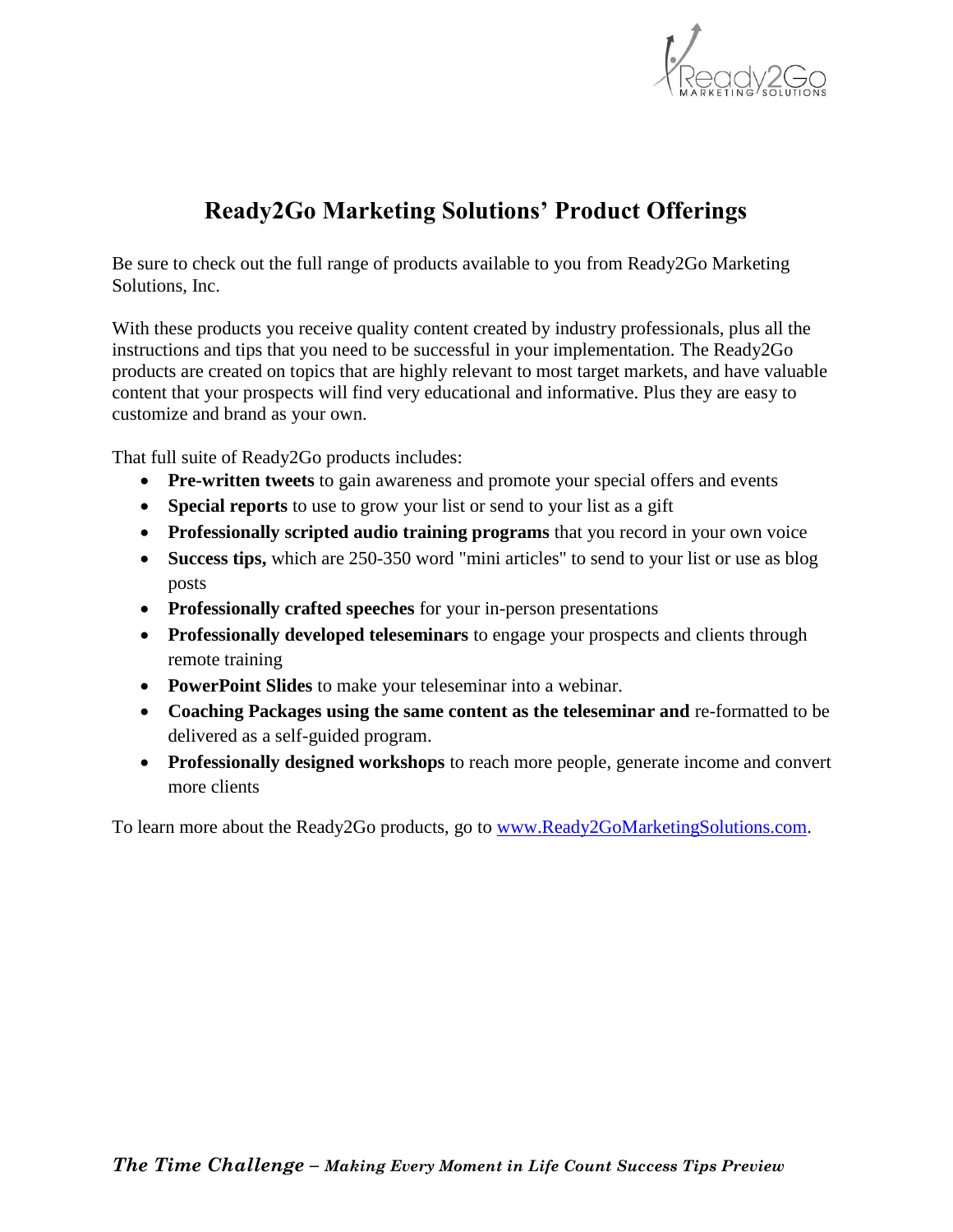# Ready2Go Marketing Solutions' Product Offerings

Be sure to check out the full range of products available to you from Ready2Go Marketing Solutions, Inc.

With these products you receive quality content created by industry professionals, plus all the instructions and tips that you need to be successful in your implementation. The Ready2Go products are created on topics that are highly relevant to most target markets, and have valuable content that your prospects will find very educational and informative. Plus they are easy to customize and brand as your own.

That full suite of Ready2Go products includes:

- **Pre-written tweets** to gain awareness and promote your special offers and events
- **Special reports** to use to grow your list or send to your list as a gift
- **Professionally scripted audio training programs** that you record in your own voice
- **Success tips,** which are 250-350 word "mini articles" to send to your list or use as blog posts
- **Professionally crafted speeches** for your in-person presentations
- **Professionally developed teleseminars** to engage your prospects and clients through remote training
- **PowerPoint Slides** to make your teleseminar into a webinar.
- **Coaching Packages using the same content as the teleseminar and** re-formatted to be delivered as a self-guided program.
- **Professionally designed workshops** to reach more people, generate income and convert more clients

To learn more about the Ready2Go products, go to [www.Ready2GoMarketingSolutions.com](http://www.Ready2GoMarketingSolutions.com).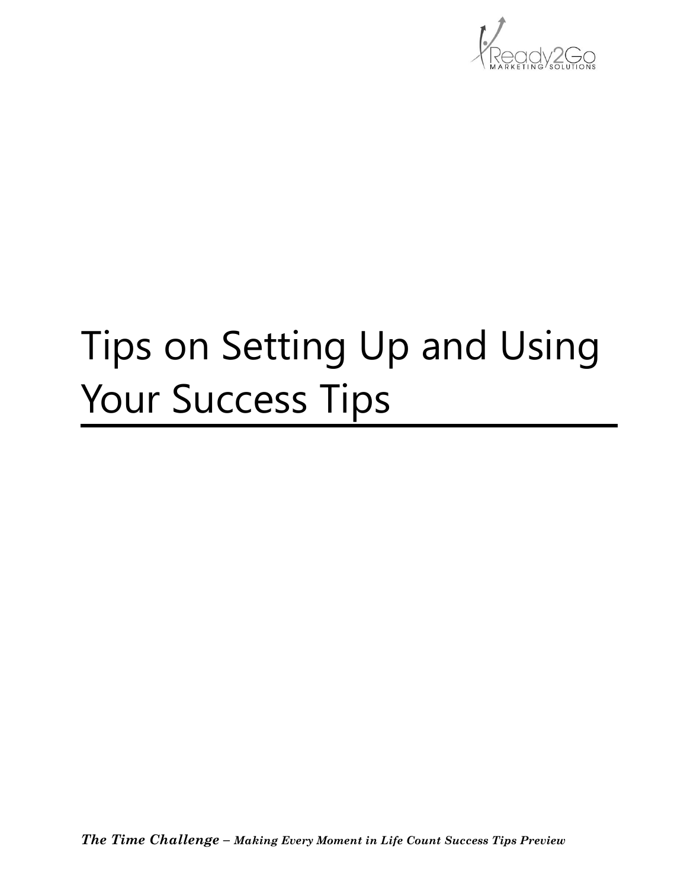# Tips on Setting Up and Using Your Success Tips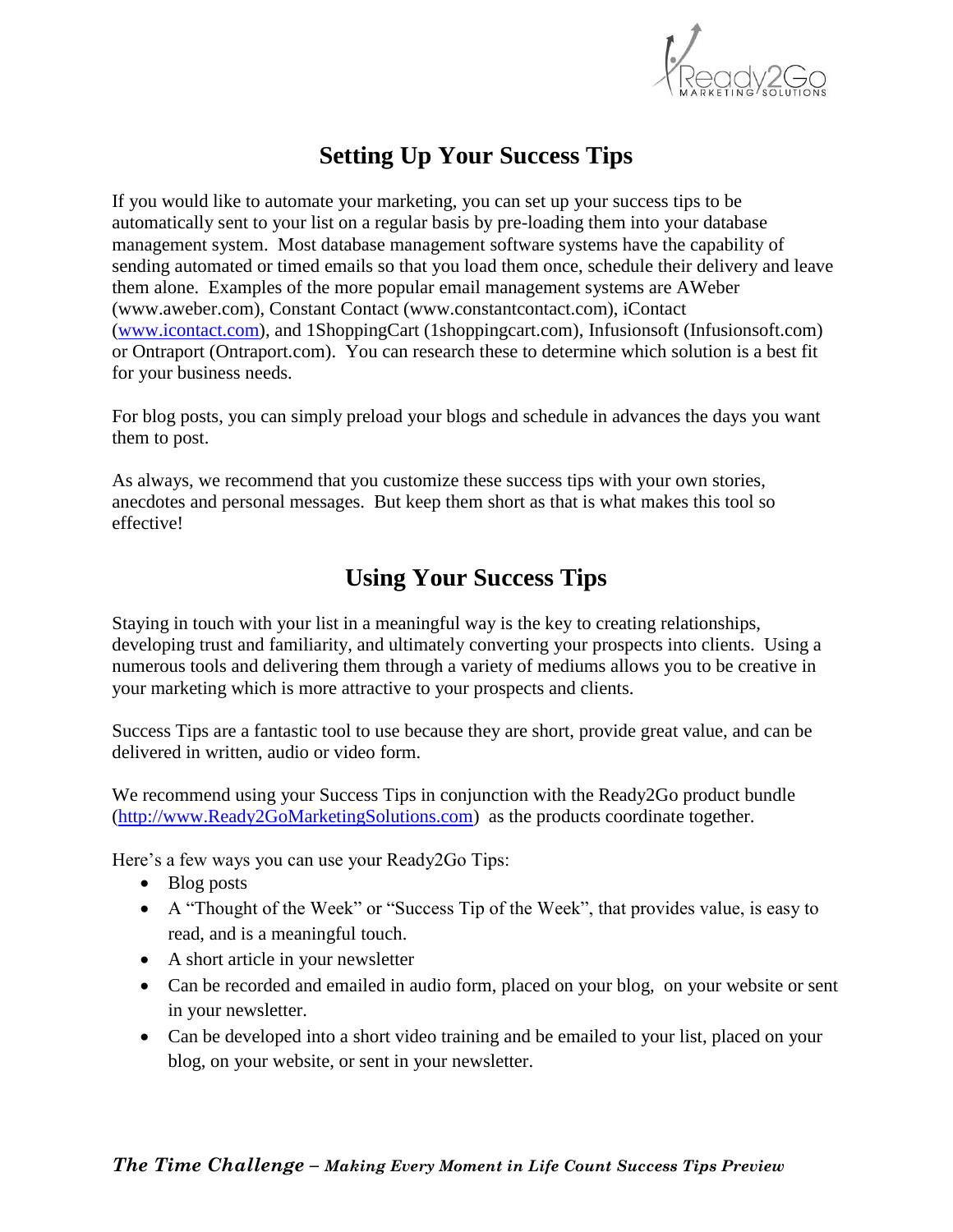## Setting Up Your Success Tips

If you would like to automate your marketing, you can set up your success tips to be automatically sent to your list on a regular basis by pre-loading them into your database management system. Most database management software systems have the capability of sending automated or timed emails so that you load them once, schedule their delivery and leave them alone. Examples of the more popular email management systems are AWeber (www.aweber.com), Constant Contact (www.constantcontact.com), iContact ([www.icontact.com](www.icontact.com)), and 1ShoppingCart (1shoppingcart.com), Infusionsoft (Infusionsoft.com) or Ontraport (Ontraport.com). You can research these to determine which solution is a best fit for your business needs.

For blog posts, you can simply preload your blogs and schedule in advances the days you want them to post.

As always, we recommend that you customize these success tips with your own stories, anecdotes and personal messages. But keep them short as that is what makes this tool so effective!

## Using Your Success Tips

Staying in touch with your list in a meaningful way is the key to creating relationships, developing trust and familiarity, and ultimately converting your prospects into clients. Using a numerous tools and delivering them through a variety of mediums allows you to be creative in your marketing which is more attractive to your prospects and clients.

Success Tips are a fantastic tool to use because they are short, provide great value, and can be delivered in written, audio or video form.

We recommend using your Success Tips in conjunction with the Ready2Go product bundle ([http://www.Ready2GoMarketingSolutions.com](http://www.Ready2GoMarketingSolutions.com)) as the products coordinate together.

Here's a few ways you can use your Ready2Go Tips:

- Blog posts
- A "Thought of the Week" or "Success Tip of the Week", that provides value, is easy to read, and is a meaningful touch.
- A short article in your newsletter
- Can be recorded and emailed in audio form, placed on your blog, on your website or sent in your newsletter.
- Can be developed into a short video training and be emailed to your list, placed on your blog, on your website, or sent in your newsletter.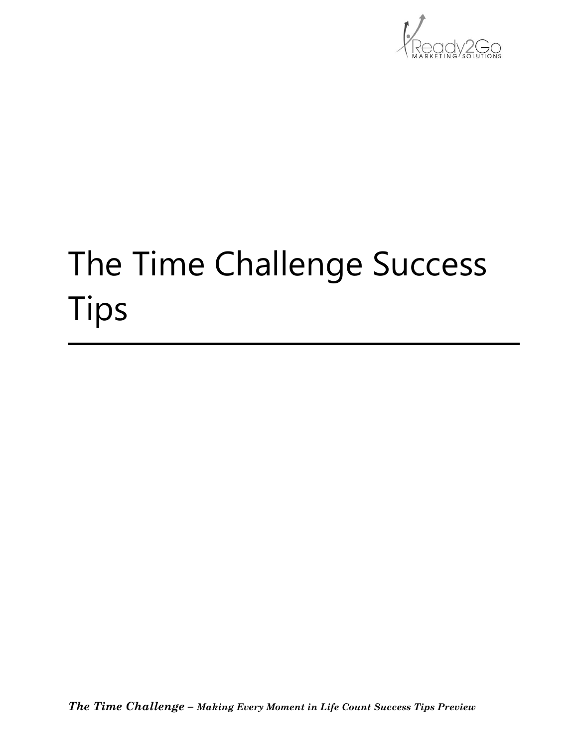# The Time Challenge Success Tips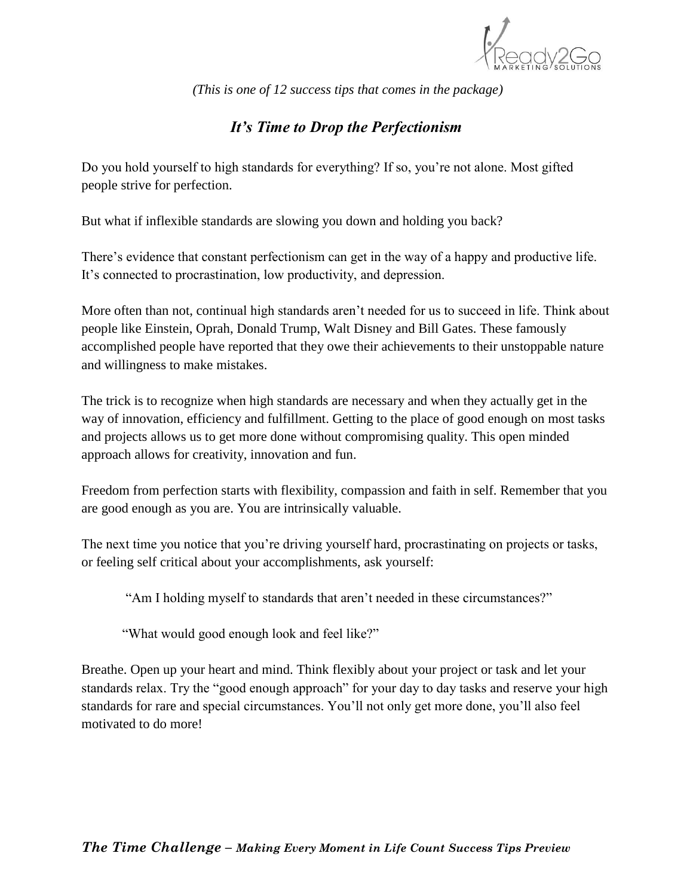*(This is one of 12 success tips that comes in the package)*

## *It's Time to Drop the Perfectionism*

Do you hold yourself to high standards for everything? If so, you're not alone. Most gifted people strive for perfection.

But what if inflexible standards are slowing you down and holding you back?

There's evidence that constant perfectionism can get in the way of a happy and productive life. It's connected to procrastination, low productivity, and depression.

More often than not, continual high standards aren't needed for us to succeed in life. Think about people like Einstein, Oprah, Donald Trump, Walt Disney and Bill Gates. These famously accomplished people have reported that they owe their achievements to their unstoppable nature and willingness to make mistakes.

The trick is to recognize when high standards are necessary and when they actually get in the way of innovation, efficiency and fulfillment. Getting to the place of good enough on most tasks and projects allows us to get more done without compromising quality. This open minded approach allows for creativity, innovation and fun.

Freedom from perfection starts with flexibility, compassion and faith in self. Remember that you are good enough as you are. You are intrinsically valuable.

The next time you notice that you're driving yourself hard, procrastinating on projects or tasks, or feeling self critical about your accomplishments, ask yourself:

> "Am I holding myself to standards that aren't needed in these circumstances?"
>
> "What would good enough look and feel like?"

Breathe. Open up your heart and mind. Think flexibly about your project or task and let your standards relax. Try the "good enough approach" for your day to day tasks and reserve your high standards for rare and special circumstances. You'll not only get more done, you'll also feel motivated to do more!